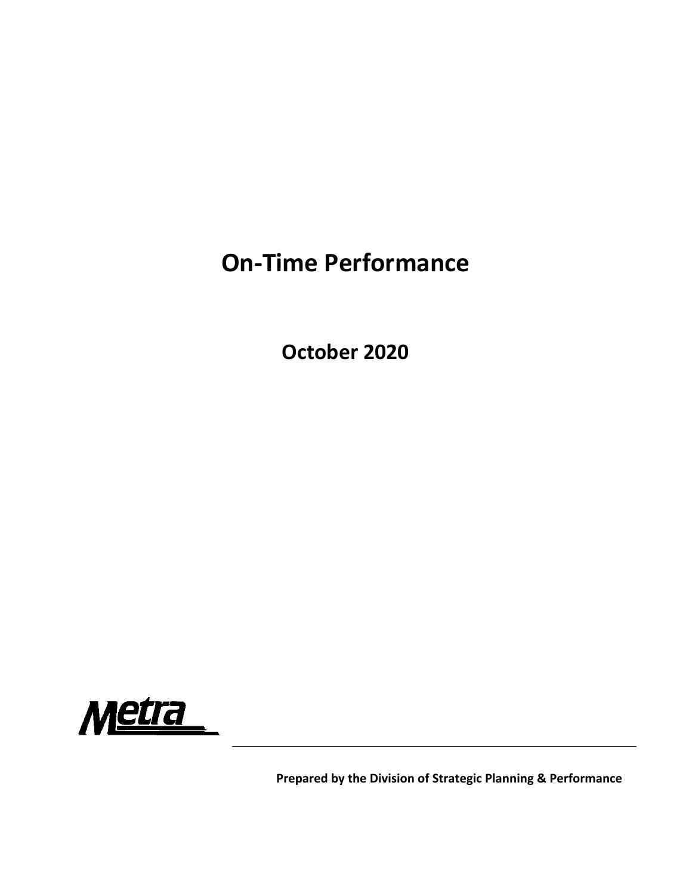# On-Time Performance

## October 2020

Metra

**Prepared by the Division of Strategic Planning & Performance**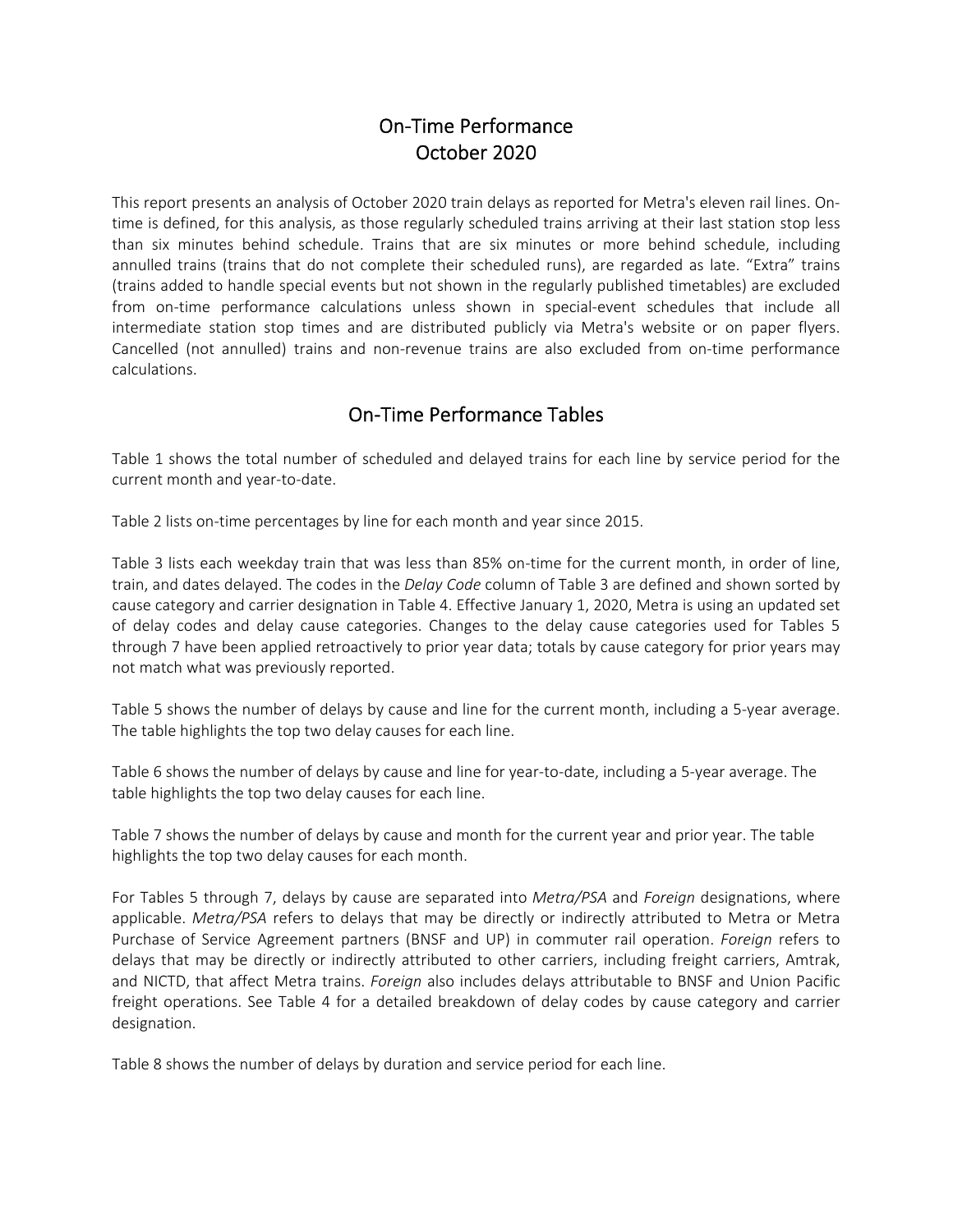# On-Time Performance
# October 2020

This report presents an analysis of October 2020 train delays as reported for Metra's eleven rail lines. On-time is defined, for this analysis, as those regularly scheduled trains arriving at their last station stop less than six minutes behind schedule. Trains that are six minutes or more behind schedule, including annulled trains (trains that do not complete their scheduled runs), are regarded as late. "Extra" trains (trains added to handle special events but not shown in the regularly published timetables) are excluded from on-time performance calculations unless shown in special-event schedules that include all intermediate station stop times and are distributed publicly via Metra's website or on paper flyers. Cancelled (not annulled) trains and non-revenue trains are also excluded from on-time performance calculations.

## On-Time Performance Tables

Table 1 shows the total number of scheduled and delayed trains for each line by service period for the current month and year-to-date.

Table 2 lists on-time percentages by line for each month and year since 2015.

Table 3 lists each weekday train that was less than 85% on-time for the current month, in order of line, train, and dates delayed. The codes in the *Delay Code* column of Table 3 are defined and shown sorted by cause category and carrier designation in Table 4. Effective January 1, 2020, Metra is using an updated set of delay codes and delay cause categories. Changes to the delay cause categories used for Tables 5 through 7 have been applied retroactively to prior year data; totals by cause category for prior years may not match what was previously reported.

Table 5 shows the number of delays by cause and line for the current month, including a 5-year average. The table highlights the top two delay causes for each line.

Table 6 shows the number of delays by cause and line for year-to-date, including a 5-year average. The table highlights the top two delay causes for each line.

Table 7 shows the number of delays by cause and month for the current year and prior year. The table highlights the top two delay causes for each month.

For Tables 5 through 7, delays by cause are separated into *Metra/PSA* and *Foreign* designations, where applicable. *Metra/PSA* refers to delays that may be directly or indirectly attributed to Metra or Metra Purchase of Service Agreement partners (BNSF and UP) in commuter rail operation. *Foreign* refers to delays that may be directly or indirectly attributed to other carriers, including freight carriers, Amtrak, and NICTD, that affect Metra trains. *Foreign* also includes delays attributable to BNSF and Union Pacific freight operations. See Table 4 for a detailed breakdown of delay codes by cause category and carrier designation.

Table 8 shows the number of delays by duration and service period for each line.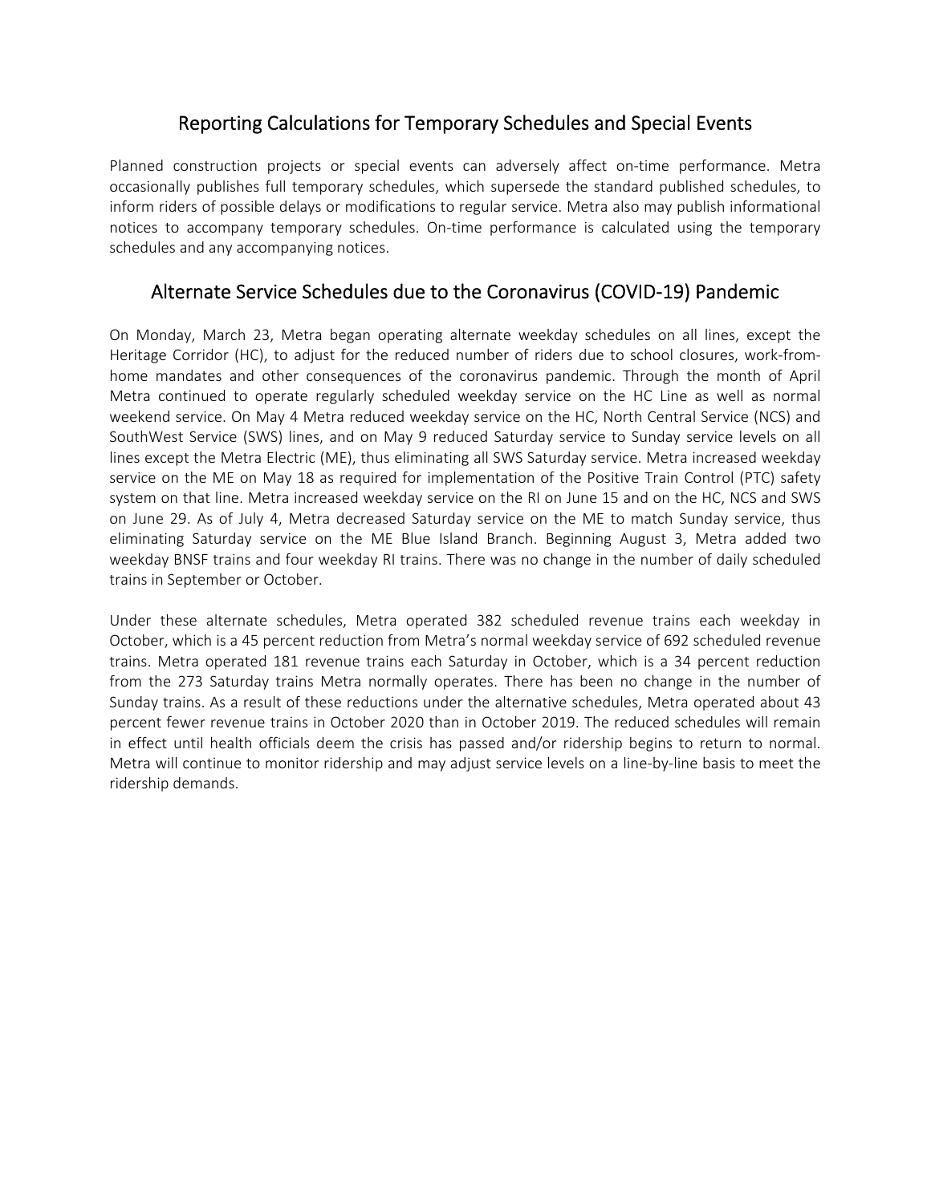## Reporting Calculations for Temporary Schedules and Special Events

Planned construction projects or special events can adversely affect on-time performance. Metra occasionally publishes full temporary schedules, which supersede the standard published schedules, to inform riders of possible delays or modifications to regular service. Metra also may publish informational notices to accompany temporary schedules. On-time performance is calculated using the temporary schedules and any accompanying notices.

## Alternate Service Schedules due to the Coronavirus (COVID-19) Pandemic

On Monday, March 23, Metra began operating alternate weekday schedules on all lines, except the Heritage Corridor (HC), to adjust for the reduced number of riders due to school closures, work-from-home mandates and other consequences of the coronavirus pandemic. Through the month of April Metra continued to operate regularly scheduled weekday service on the HC Line as well as normal weekend service. On May 4 Metra reduced weekday service on the HC, North Central Service (NCS) and SouthWest Service (SWS) lines, and on May 9 reduced Saturday service to Sunday service levels on all lines except the Metra Electric (ME), thus eliminating all SWS Saturday service. Metra increased weekday service on the ME on May 18 as required for implementation of the Positive Train Control (PTC) safety system on that line. Metra increased weekday service on the RI on June 15 and on the HC, NCS and SWS on June 29. As of July 4, Metra decreased Saturday service on the ME to match Sunday service, thus eliminating Saturday service on the ME Blue Island Branch. Beginning August 3, Metra added two weekday BNSF trains and four weekday RI trains. There was no change in the number of daily scheduled trains in September or October.

Under these alternate schedules, Metra operated 382 scheduled revenue trains each weekday in October, which is a 45 percent reduction from Metra's normal weekday service of 692 scheduled revenue trains. Metra operated 181 revenue trains each Saturday in October, which is a 34 percent reduction from the 273 Saturday trains Metra normally operates. There has been no change in the number of Sunday trains. As a result of these reductions under the alternative schedules, Metra operated about 43 percent fewer revenue trains in October 2020 than in October 2019. The reduced schedules will remain in effect until health officials deem the crisis has passed and/or ridership begins to return to normal. Metra will continue to monitor ridership and may adjust service levels on a line-by-line basis to meet the ridership demands.